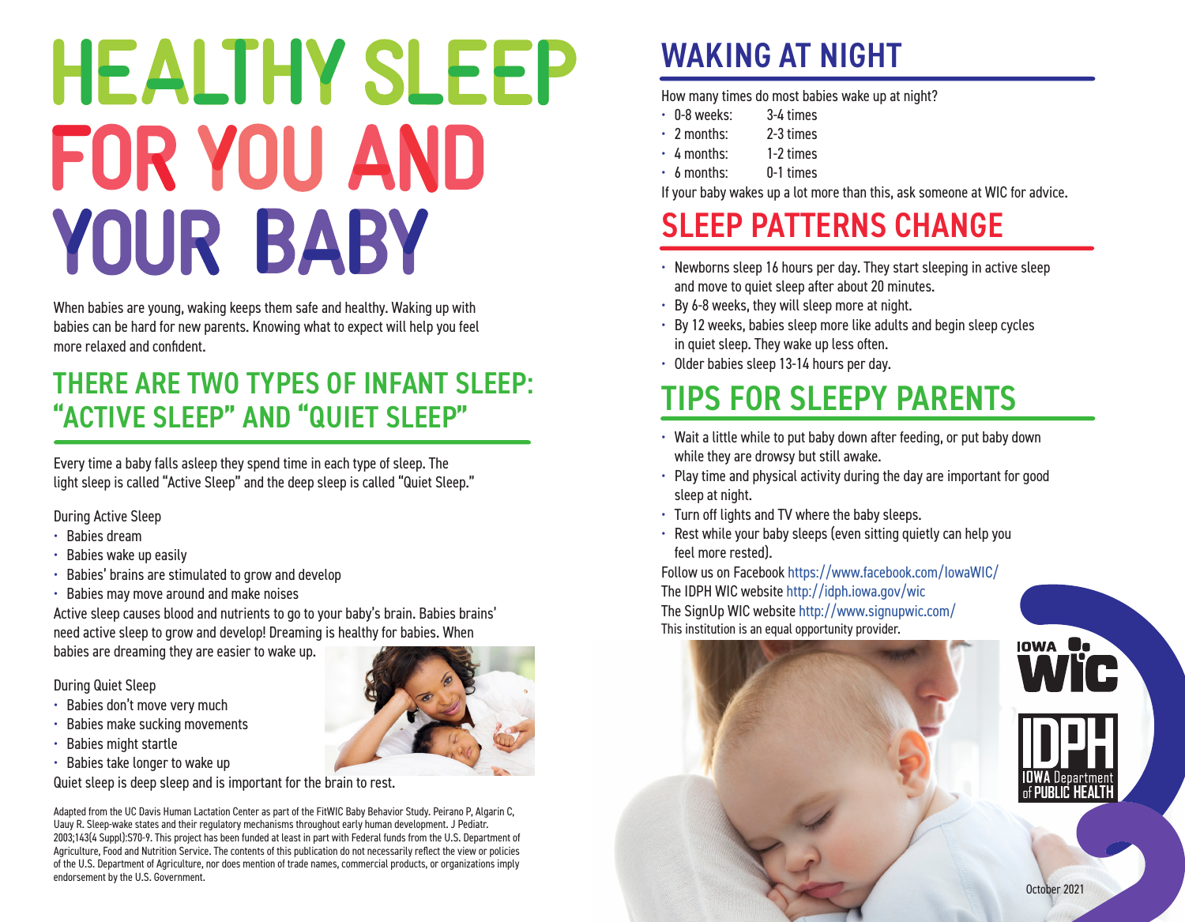# HEALTHY SLEEP FOR YOU AND YOUR BABY

When babies are young, waking keeps them safe and healthy. Waking up with babies can be hard for new parents. Knowing what to expect will help you feel more relaxed and confident.

## THERE ARE TWO TYPES OF INFANT SLEEP: "ACTIVE SLEEP" AND "QUIET SLEEP"

Every time a baby falls asleep they spend time in each type of sleep. The light sleep is called "Active Sleep" and the deep sleep is called "Quiet Sleep."

During Active Sleep

- Babies dream
- Babies wake up easily
- Babies' brains are stimulated to grow and develop
- Babies may move around and make noises

Active sleep causes blood and nutrients to go to your baby's brain. Babies brains' need active sleep to grow and develop! Dreaming is healthy for babies. When babies are dreaming they are easier to wake up.

During Quiet Sleep

- Babies don't move very much
- Babies make sucking movements
- Babies might startle
- Babies take longer to wake up

Quiet sleep is deep sleep and is important for the brain to rest.

Adapted from the UC Davis Human Lactation Center as part of the FitWIC Baby Behavior Study. Peirano P, Algarin C, Uauy R. Sleep-wake states and their regulatory mechanisms throughout early human development. J Pediatr. 2003;143(4 Suppl):S70-9. This project has been funded at least in part with Federal funds from the U.S. Department of Agriculture, Food and Nutrition Service. The contents of this publication do not necessarily reflect the view or policies of the U.S. Department of Agriculture, nor does mention of trade names, commercial products, or organizations imply endorsement by the U.S. Government.

## WAKING AT NIGHT

How many times do most babies wake up at night?

- 0-8 weeks: 3-4 times
- 2 months: 2-3 times
- 4 months: 1-2 times
- 6 months: 0-1 times

If your baby wakes up a lot more than this, ask someone at WIC for advice.

## SLEEP PATTERNS CHANGE

- Newborns sleep 16 hours per day. They start sleeping in active sleep and move to quiet sleep after about 20 minutes.
- By 6-8 weeks, they will sleep more at night.
- By 12 weeks, babies sleep more like adults and begin sleep cycles in quiet sleep. They wake up less often.
- Older babies sleep 13-14 hours per day.

## TIPS FOR SLEEPY PARENTS

- Wait a little while to put baby down after feeding, or put baby down while they are drowsy but still awake.
- Play time and physical activity during the day are important for good sleep at night.
- Turn off lights and TV where the baby sleeps.
- Rest while your baby sleeps (even sitting quietly can help you feel more rested).

Follow us on Facebook https://www.facebook.com/IowaWIC/
The IDPH WIC website http://idph.iowa.gov/wic
The SignUp WIC website http://www.signupwic.com/
This institution is an equal opportunity provider.

IOWA WIC

IDPH IOWA Department of PUBLIC HEALTH

October 2021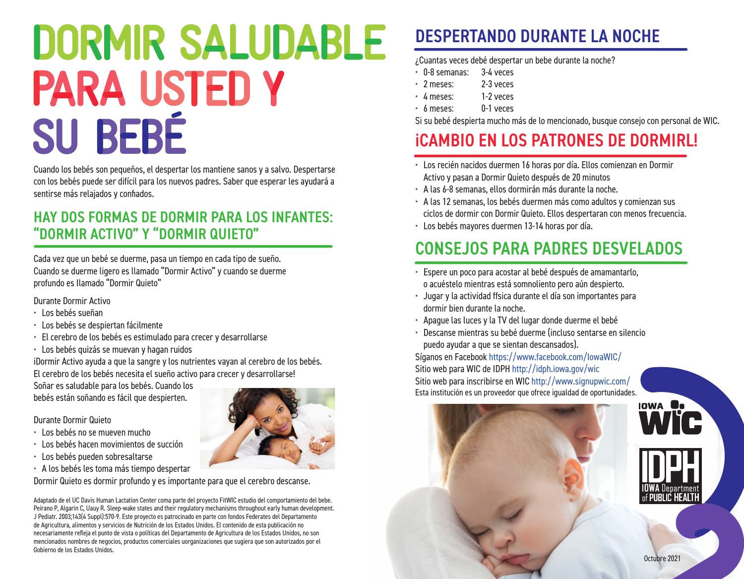# DORMIR SALUDABLE PARA USTED Y SU BEBÉ

Cuando los bebés son pequeños, el despertar los mantiene sanos y a salvo. Despertarse con los bebés puede ser difícil para los nuevos padres. Saber que esperar les ayudará a sentirse más relajados y confiados.

## HAY DOS FORMAS DE DORMIR PARA LOS INFANTES: "DORMIR ACTIVO" Y "DORMIR QUIETO"

Cada vez que un bebé se duerme, pasa un tiempo en cada tipo de sueño. Cuando se duerme ligero es llamado "Dormir Activo" y cuando se duerme profundo es llamado "Dormir Quieto"

Durante Dormir Activo

- Los bebés sueñan
- Los bebés se despiertan fácilmente
- El cerebro de los bebés es estimulado para crecer y desarrollarse
- Los bebés quizás se muevan y hagan ruidos

¡Dormir Activo ayuda a que la sangre y los nutrientes vayan al cerebro de los bebés. El cerebro de los bebés necesita el sueño activo para crecer y desarrollarse! Soñar es saludable para los bebés. Cuando los bebés están soñando es fácil que despierten.

Durante Dormir Quieto

- Los bebés no se mueven mucho
- Los bebés hacen movimientos de succión
- Los bebés pueden sobresaltarse
- A los bebés les toma más tiempo despertar

Dormir Quieto es dormir profundo y es importante para que el cerebro descanse.

Adaptado de el UC Davis Human Lactation Center coma parte del proyecto FitWIC estudio del comportamiento del bebe. Peirano P, Algarin C, Uauy R. Sleep-wake states and their regulatory mechanisms throughout early human development. J Pediatr. 2003;143(4 Suppl):570-9. Este proyecto es patrocinado en parte con fondos Federates del Departamento de Agricultura, alimentos y servicios de Nutrición de los Estados Unidos. El contenido de esta publicación no necesariamente refleja el punto de vista o políticas del Departamento de Agricultura de los Estados Unidos, no son mencionados nombres de negocios, productos comerciales uorganizaciones que sugiera que son autorizados por el Gobierno de los Estados Unidos.

## DESPERTANDO DURANTE LA NOCHE

¿Cuantas veces debé despertar un bebe durante la noche?

- 0-8 semanas: 3-4 veces
- 2 meses: 2-3 veces
- 4 meses: 1-2 veces
- 6 meses: 0-1 veces

Si su bebé despierta mucho más de lo mencionado, busque consejo con personal de WIC.

## ¡CAMBIO EN LOS PATRONES DE DORMIRL!

- Los recién nacidos duermen 16 horas por día. Ellos comienzan en Dormir Activo y pasan a Dormir Quieto después de 20 minutos
- A las 6-8 semanas, ellos dormirán más durante la noche.
- A las 12 semanas, los bebés duermen más como adultos y comienzan sus ciclos de dormir con Dormir Quieto. Ellos despertaran con menos frecuencia.
- Los bebés mayores duermen 13-14 horas por día.

## CONSEJOS PARA PADRES DESVELADOS

- Espere un poco para acostar al bebé después de amamantarlo, o acuéstelo mientras está somnoliento pero aún despierto.
- Jugar y la actividad ffsica durante el día son importantes para dormir bien durante la noche.
- Apague las luces y la TV del lugar donde duerme el bebé
- Descanse mientras su bebé duerme (incluso sentarse en silencio puedo ayudar a que se sientan descansados).

Síganos en Facebook https://www.facebook.com/IowaWIC/
Sitio web para WIC de IDPH http://idph.iowa.gov/wic
Sitio web para inscribirse en WIC http://www.signupwic.com/
Esta institución es un proveedor que ofrece igualdad de oportunidades.

IOWA WIC

IDPH IOWA Department of PUBLIC HEALTH

Octubre 2021